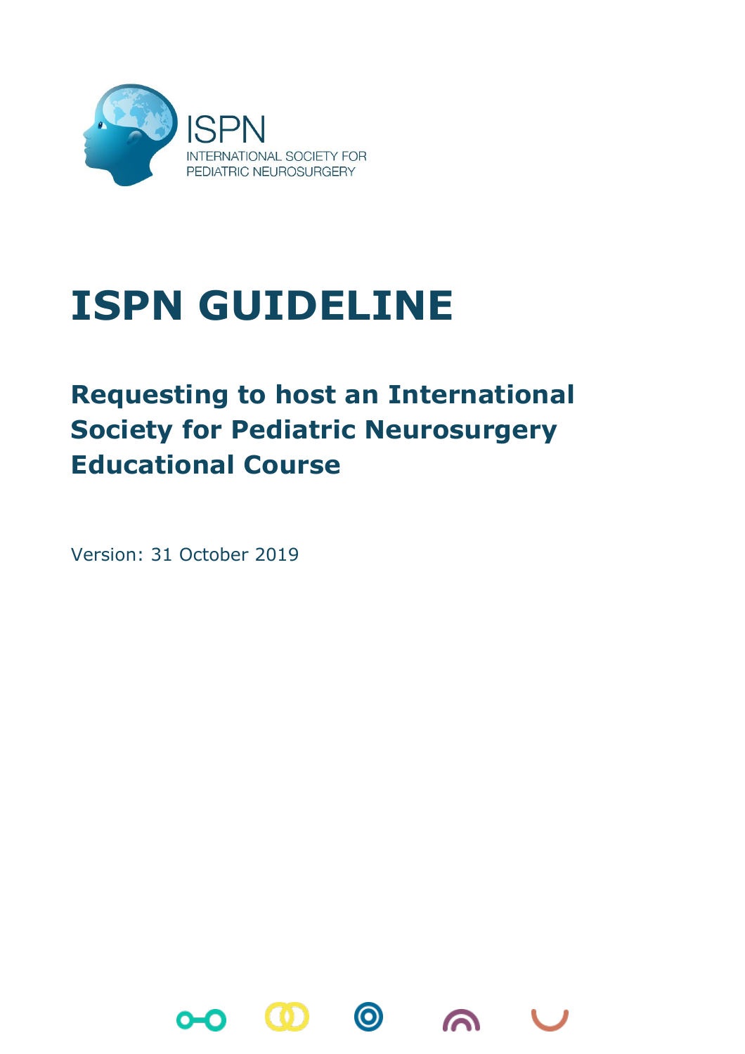ISPN

INTERNATIONAL SOCIETY FOR PEDIATRIC NEUROSURGERY

# ISPN GUIDELINE

## Requesting to host an International Society for Pediatric Neurosurgery Educational Course

Version: 31 October 2019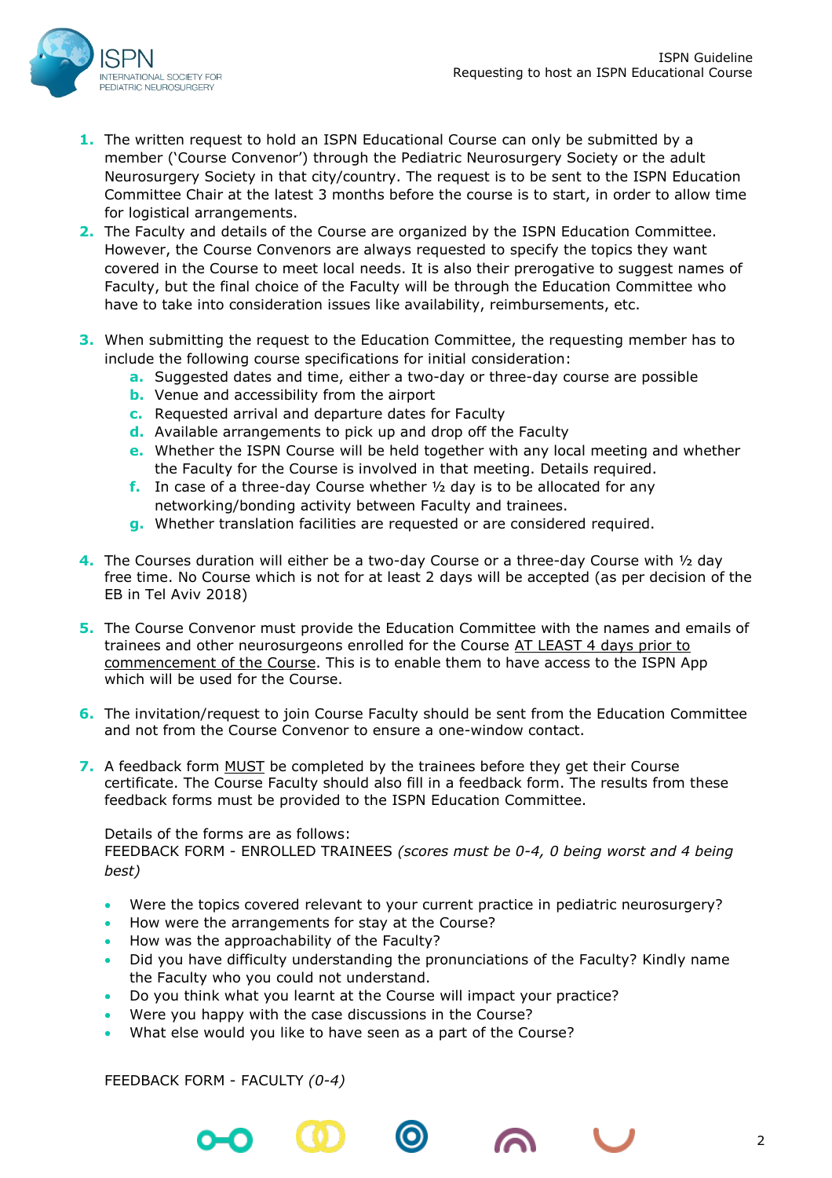1. The written request to hold an ISPN Educational Course can only be submitted by a member ('Course Convenor') through the Pediatric Neurosurgery Society or the adult Neurosurgery Society in that city/country. The request is to be sent to the ISPN Education Committee Chair at the latest 3 months before the course is to start, in order to allow time for logistical arrangements.
2. The Faculty and details of the Course are organized by the ISPN Education Committee. However, the Course Convenors are always requested to specify the topics they want covered in the Course to meet local needs. It is also their prerogative to suggest names of Faculty, but the final choice of the Faculty will be through the Education Committee who have to take into consideration issues like availability, reimbursements, etc.
3. When submitting the request to the Education Committee, the requesting member has to include the following course specifications for initial consideration:
   a. Suggested dates and time, either a two-day or three-day course are possible
   b. Venue and accessibility from the airport
   c. Requested arrival and departure dates for Faculty
   d. Available arrangements to pick up and drop off the Faculty
   e. Whether the ISPN Course will be held together with any local meeting and whether the Faculty for the Course is involved in that meeting. Details required.
   f. In case of a three-day Course whether ½ day is to be allocated for any networking/bonding activity between Faculty and trainees.
   g. Whether translation facilities are requested or are considered required.
4. The Courses duration will either be a two-day Course or a three-day Course with ½ day free time. No Course which is not for at least 2 days will be accepted (as per decision of the EB in Tel Aviv 2018)
5. The Course Convenor must provide the Education Committee with the names and emails of trainees and other neurosurgeons enrolled for the Course AT LEAST 4 days prior to commencement of the Course. This is to enable them to have access to the ISPN App which will be used for the Course.
6. The invitation/request to join Course Faculty should be sent from the Education Committee and not from the Course Convenor to ensure a one-window contact.
7. A feedback form MUST be completed by the trainees before they get their Course certificate. The Course Faculty should also fill in a feedback form. The results from these feedback forms must be provided to the ISPN Education Committee.

   Details of the forms are as follows:
   FEEDBACK FORM - ENROLLED TRAINEES *(scores must be 0-4, 0 being worst and 4 being best)*

   - Were the topics covered relevant to your current practice in pediatric neurosurgery?
   - How were the arrangements for stay at the Course?
   - How was the approachability of the Faculty?
   - Did you have difficulty understanding the pronunciations of the Faculty? Kindly name the Faculty who you could not understand.
   - Do you think what you learnt at the Course will impact your practice?
   - Were you happy with the case discussions in the Course?
   - What else would you like to have seen as a part of the Course?

   FEEDBACK FORM - FACULTY *(0-4)*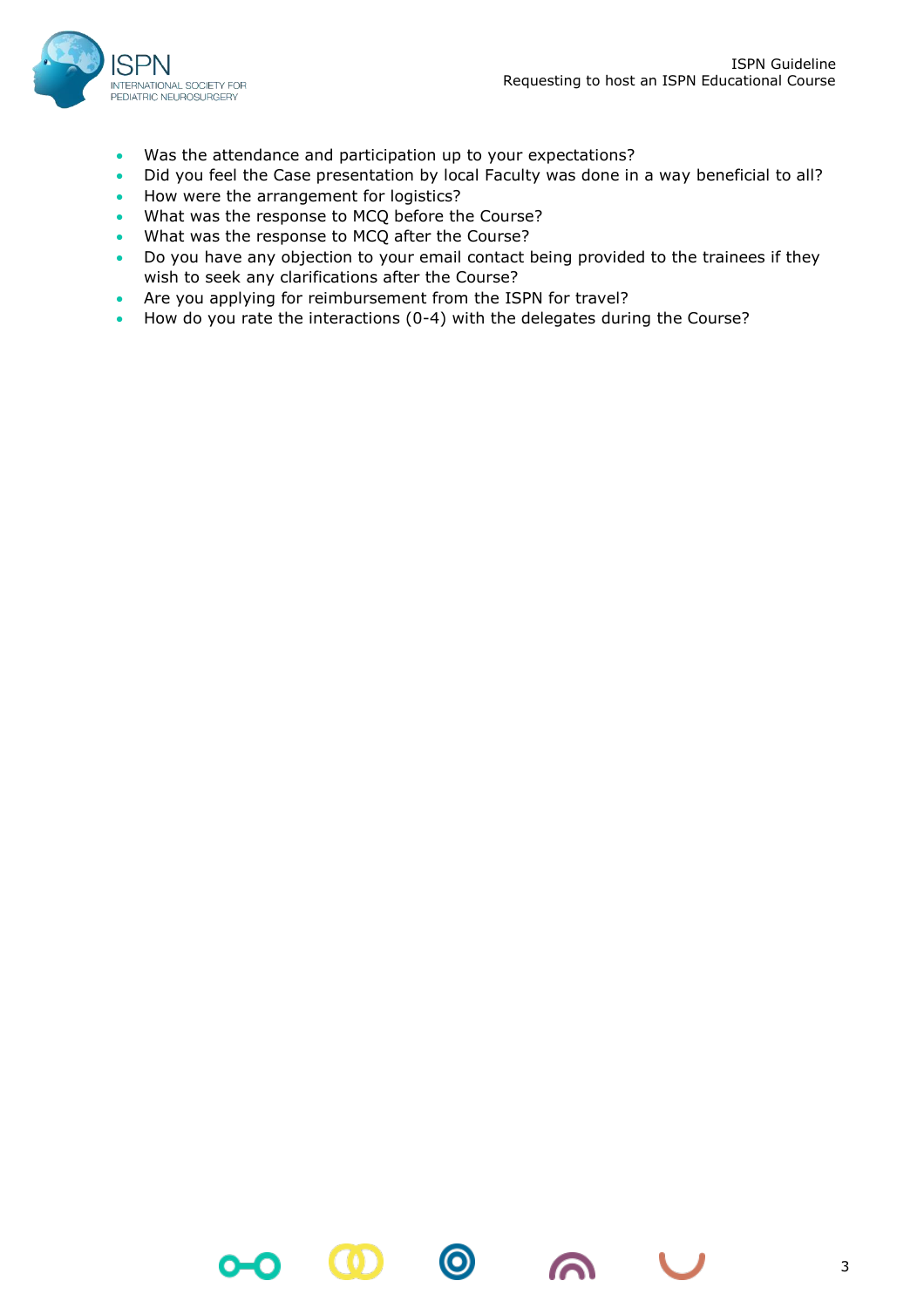- Was the attendance and participation up to your expectations?
- Did you feel the Case presentation by local Faculty was done in a way beneficial to all?
- How were the arrangement for logistics?
- What was the response to MCQ before the Course?
- What was the response to MCQ after the Course?
- Do you have any objection to your email contact being provided to the trainees if they wish to seek any clarifications after the Course?
- Are you applying for reimbursement from the ISPN for travel?
- How do you rate the interactions (0-4) with the delegates during the Course?